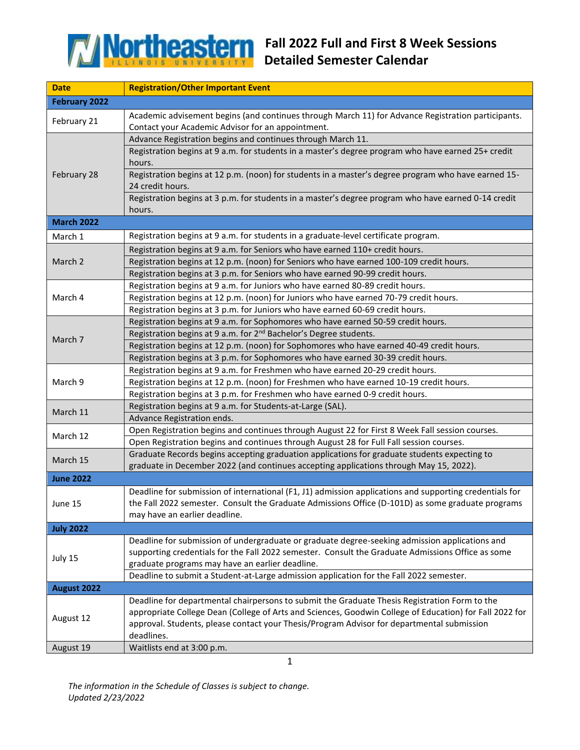# Northeastern Illinois University

## Fall 2022 Full and First 8 Week Sessions Detailed Semester Calendar

| Date | Registration/Other Important Event |
|---|---|
| **February 2022** | |
| February 21 | Academic advisement begins (and continues through March 11) for Advance Registration participants. Contact your Academic Advisor for an appointment. |
| February 28 | Advance Registration begins and continues through March 11. |
| | Registration begins at 9 a.m. for students in a master's degree program who have earned 25+ credit hours. |
| | Registration begins at 12 p.m. (noon) for students in a master's degree program who have earned 15-24 credit hours. |
| | Registration begins at 3 p.m. for students in a master's degree program who have earned 0-14 credit hours. |
| **March 2022** | |
| March 1 | Registration begins at 9 a.m. for students in a graduate-level certificate program. |
| March 2 | Registration begins at 9 a.m. for Seniors who have earned 110+ credit hours. |
| | Registration begins at 12 p.m. (noon) for Seniors who have earned 100-109 credit hours. |
| | Registration begins at 3 p.m. for Seniors who have earned 90-99 credit hours. |
| March 4 | Registration begins at 9 a.m. for Juniors who have earned 80-89 credit hours. |
| | Registration begins at 12 p.m. (noon) for Juniors who have earned 70-79 credit hours. |
| | Registration begins at 3 p.m. for Juniors who have earned 60-69 credit hours. |
| March 7 | Registration begins at 9 a.m. for Sophomores who have earned 50-59 credit hours. |
| | Registration begins at 9 a.m. for 2nd Bachelor's Degree students. |
| | Registration begins at 12 p.m. (noon) for Sophomores who have earned 40-49 credit hours. |
| | Registration begins at 3 p.m. for Sophomores who have earned 30-39 credit hours. |
| March 9 | Registration begins at 9 a.m. for Freshmen who have earned 20-29 credit hours. |
| | Registration begins at 12 p.m. (noon) for Freshmen who have earned 10-19 credit hours. |
| | Registration begins at 3 p.m. for Freshmen who have earned 0-9 credit hours. |
| March 11 | Registration begins at 9 a.m. for Students-at-Large (SAL). |
| | Advance Registration ends. |
| March 12 | Open Registration begins and continues through August 22 for First 8 Week Fall session courses. |
| | Open Registration begins and continues through August 28 for Full Fall session courses. |
| March 15 | Graduate Records begins accepting graduation applications for graduate students expecting to graduate in December 2022 (and continues accepting applications through May 15, 2022). |
| **June 2022** | |
| June 15 | Deadline for submission of international (F1, J1) admission applications and supporting credentials for the Fall 2022 semester. Consult the Graduate Admissions Office (D-101D) as some graduate programs may have an earlier deadline. |
| **July 2022** | |
| July 15 | Deadline for submission of undergraduate or graduate degree-seeking admission applications and supporting credentials for the Fall 2022 semester. Consult the Graduate Admissions Office as some graduate programs may have an earlier deadline. |
| | Deadline to submit a Student-at-Large admission application for the Fall 2022 semester. |
| **August 2022** | |
| August 12 | Deadline for departmental chairpersons to submit the Graduate Thesis Registration Form to the appropriate College Dean (College of Arts and Sciences, Goodwin College of Education) for Fall 2022 for approval. Students, please contact your Thesis/Program Advisor for departmental submission deadlines. |
| August 19 | Waitlists end at 3:00 p.m. |

*The information in the Schedule of Classes is subject to change.*
*Updated 2/23/2022*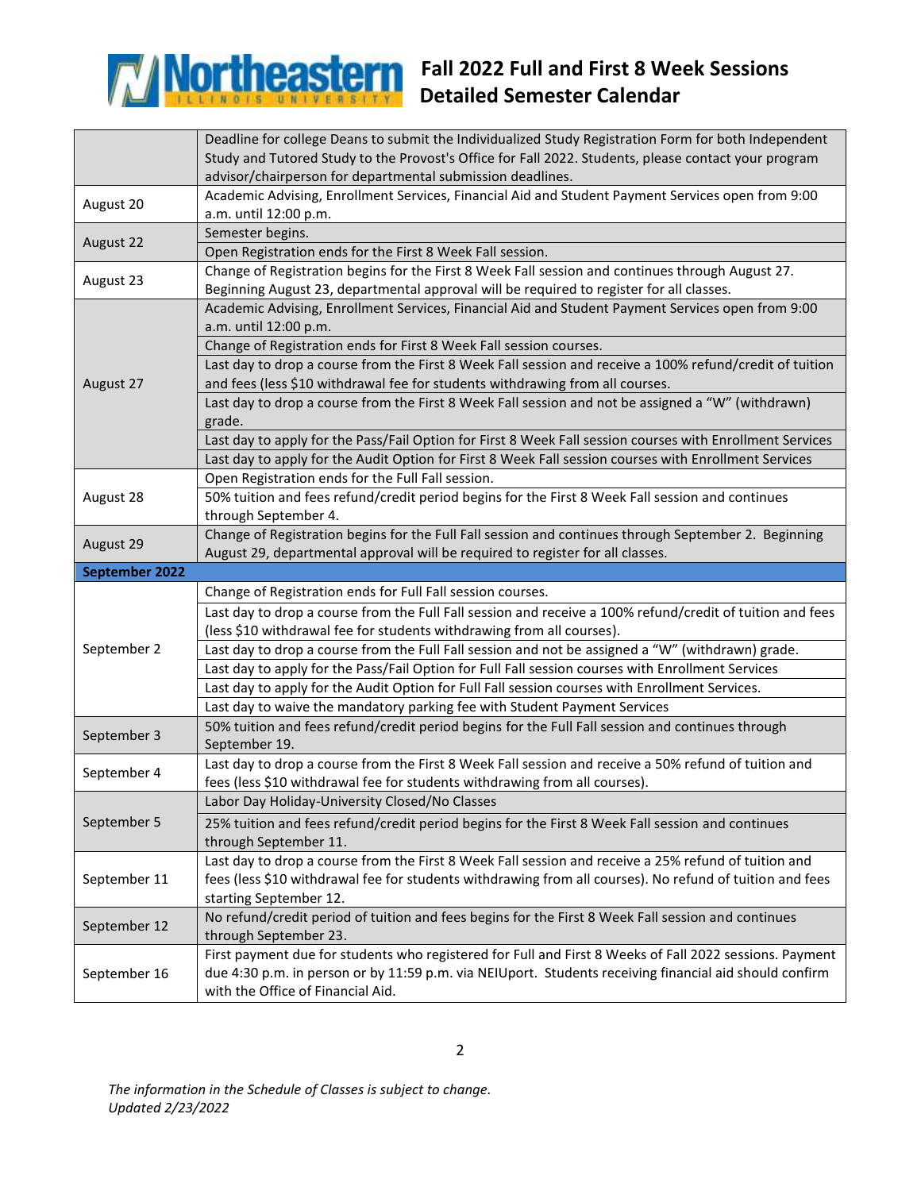# Fall 2022 Full and First 8 Week Sessions Detailed Semester Calendar

| | |
|---|---|
| | Deadline for college Deans to submit the Individualized Study Registration Form for both Independent Study and Tutored Study to the Provost's Office for Fall 2022. Students, please contact your program advisor/chairperson for departmental submission deadlines. |
| August 20 | Academic Advising, Enrollment Services, Financial Aid and Student Payment Services open from 9:00 a.m. until 12:00 p.m. |
| August 22 | Semester begins. |
| | Open Registration ends for the First 8 Week Fall session. |
| August 23 | Change of Registration begins for the First 8 Week Fall session and continues through August 27. Beginning August 23, departmental approval will be required to register for all classes. |
| August 27 | Academic Advising, Enrollment Services, Financial Aid and Student Payment Services open from 9:00 a.m. until 12:00 p.m. |
| | Change of Registration ends for First 8 Week Fall session courses. |
| | Last day to drop a course from the First 8 Week Fall session and receive a 100% refund/credit of tuition and fees (less $10 withdrawal fee for students withdrawing from all courses. |
| | Last day to drop a course from the First 8 Week Fall session and not be assigned a "W" (withdrawn) grade. |
| | Last day to apply for the Pass/Fail Option for First 8 Week Fall session courses with Enrollment Services |
| | Last day to apply for the Audit Option for First 8 Week Fall session courses with Enrollment Services |
| August 28 | Open Registration ends for the Full Fall session. |
| | 50% tuition and fees refund/credit period begins for the First 8 Week Fall session and continues through September 4. |
| August 29 | Change of Registration begins for the Full Fall session and continues through September 2. Beginning August 29, departmental approval will be required to register for all classes. |
| **September 2022** | |
| September 2 | Change of Registration ends for Full Fall session courses. |
| | Last day to drop a course from the Full Fall session and receive a 100% refund/credit of tuition and fees (less $10 withdrawal fee for students withdrawing from all courses). |
| | Last day to drop a course from the Full Fall session and not be assigned a "W" (withdrawn) grade. |
| | Last day to apply for the Pass/Fail Option for Full Fall session courses with Enrollment Services |
| | Last day to apply for the Audit Option for Full Fall session courses with Enrollment Services. |
| | Last day to waive the mandatory parking fee with Student Payment Services |
| September 3 | 50% tuition and fees refund/credit period begins for the Full Fall session and continues through September 19. |
| September 4 | Last day to drop a course from the First 8 Week Fall session and receive a 50% refund of tuition and fees (less $10 withdrawal fee for students withdrawing from all courses). |
| September 5 | Labor Day Holiday-University Closed/No Classes |
| | 25% tuition and fees refund/credit period begins for the First 8 Week Fall session and continues through September 11. |
| September 11 | Last day to drop a course from the First 8 Week Fall session and receive a 25% refund of tuition and fees (less $10 withdrawal fee for students withdrawing from all courses). No refund of tuition and fees starting September 12. |
| September 12 | No refund/credit period of tuition and fees begins for the First 8 Week Fall session and continues through September 23. |
| September 16 | First payment due for students who registered for Full and First 8 Weeks of Fall 2022 sessions. Payment due 4:30 p.m. in person or by 11:59 p.m. via NEIUport. Students receiving financial aid should confirm with the Office of Financial Aid. |

*The information in the Schedule of Classes is subject to change.*
*Updated 2/23/2022*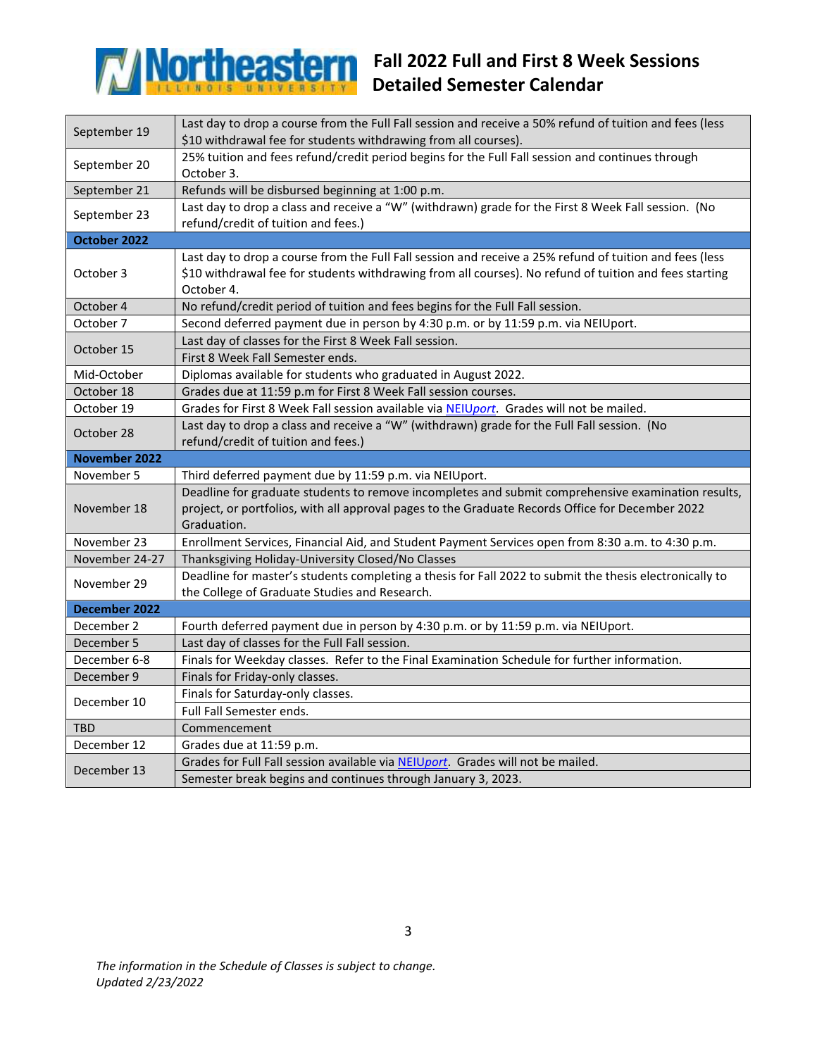# Fall 2022 Full and First 8 Week Sessions Detailed Semester Calendar

| | |
|---|---|
| September 19 | Last day to drop a course from the Full Fall session and receive a 50% refund of tuition and fees (less $10 withdrawal fee for students withdrawing from all courses). |
| September 20 | 25% tuition and fees refund/credit period begins for the Full Fall session and continues through October 3. |
| September 21 | Refunds will be disbursed beginning at 1:00 p.m. |
| September 23 | Last day to drop a class and receive a "W" (withdrawn) grade for the First 8 Week Fall session. (No refund/credit of tuition and fees.) |
| **October 2022** | |
| October 3 | Last day to drop a course from the Full Fall session and receive a 25% refund of tuition and fees (less $10 withdrawal fee for students withdrawing from all courses). No refund of tuition and fees starting October 4. |
| October 4 | No refund/credit period of tuition and fees begins for the Full Fall session. |
| October 7 | Second deferred payment due in person by 4:30 p.m. or by 11:59 p.m. via NEIUport. |
| October 15 | Last day of classes for the First 8 Week Fall session. |
| | First 8 Week Fall Semester ends. |
| Mid-October | Diplomas available for students who graduated in August 2022. |
| October 18 | Grades due at 11:59 p.m for First 8 Week Fall session courses. |
| October 19 | Grades for First 8 Week Fall session available via NEIU*port*. Grades will not be mailed. |
| October 28 | Last day to drop a class and receive a "W" (withdrawn) grade for the Full Fall session. (No refund/credit of tuition and fees.) |
| **November 2022** | |
| November 5 | Third deferred payment due by 11:59 p.m. via NEIUport. |
| November 18 | Deadline for graduate students to remove incompletes and submit comprehensive examination results, project, or portfolios, with all approval pages to the Graduate Records Office for December 2022 Graduation. |
| November 23 | Enrollment Services, Financial Aid, and Student Payment Services open from 8:30 a.m. to 4:30 p.m. |
| November 24-27 | Thanksgiving Holiday-University Closed/No Classes |
| November 29 | Deadline for master's students completing a thesis for Fall 2022 to submit the thesis electronically to the College of Graduate Studies and Research. |
| **December 2022** | |
| December 2 | Fourth deferred payment due in person by 4:30 p.m. or by 11:59 p.m. via NEIUport. |
| December 5 | Last day of classes for the Full Fall session. |
| December 6-8 | Finals for Weekday classes. Refer to the Final Examination Schedule for further information. |
| December 9 | Finals for Friday-only classes. |
| December 10 | Finals for Saturday-only classes. |
| | Full Fall Semester ends. |
| TBD | Commencement |
| December 12 | Grades due at 11:59 p.m. |
| December 13 | Grades for Full Fall session available via NEIU*port*. Grades will not be mailed. |
| | Semester break begins and continues through January 3, 2023. |

*The information in the Schedule of Classes is subject to change.*
*Updated 2/23/2022*